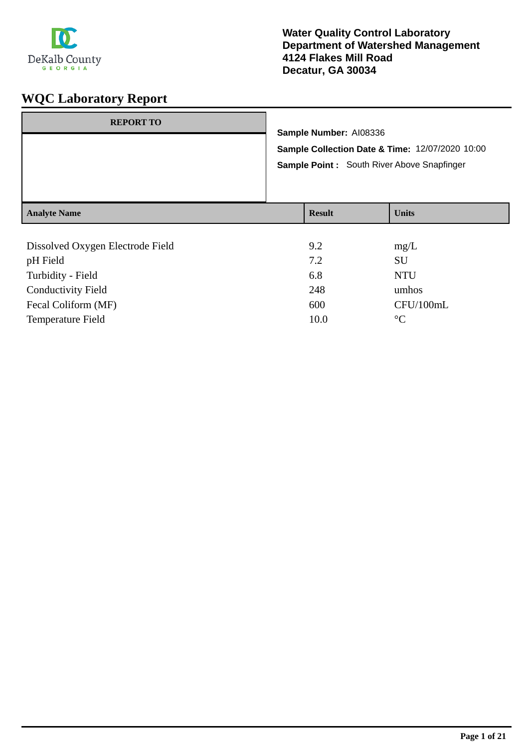**Water Quality Control Laboratory**
**Department of Watershed Management**
**4124 Flakes Mill Road**
**Decatur, GA 30034**

# WQC Laboratory Report

**REPORT TO**

**Sample Number:** AI08336

**Sample Collection Date & Time:** 12/07/2020 10:00

**Sample Point :** South River Above Snapfinger

| Analyte Name | Result | Units |
| --- | --- | --- |
| Dissolved Oxygen Electrode Field | 9.2 | mg/L |
| pH Field | 7.2 | SU |
| Turbidity - Field | 6.8 | NTU |
| Conductivity Field | 248 | umhos |
| Fecal Coliform (MF) | 600 | CFU/100mL |
| Temperature Field | 10.0 | °C |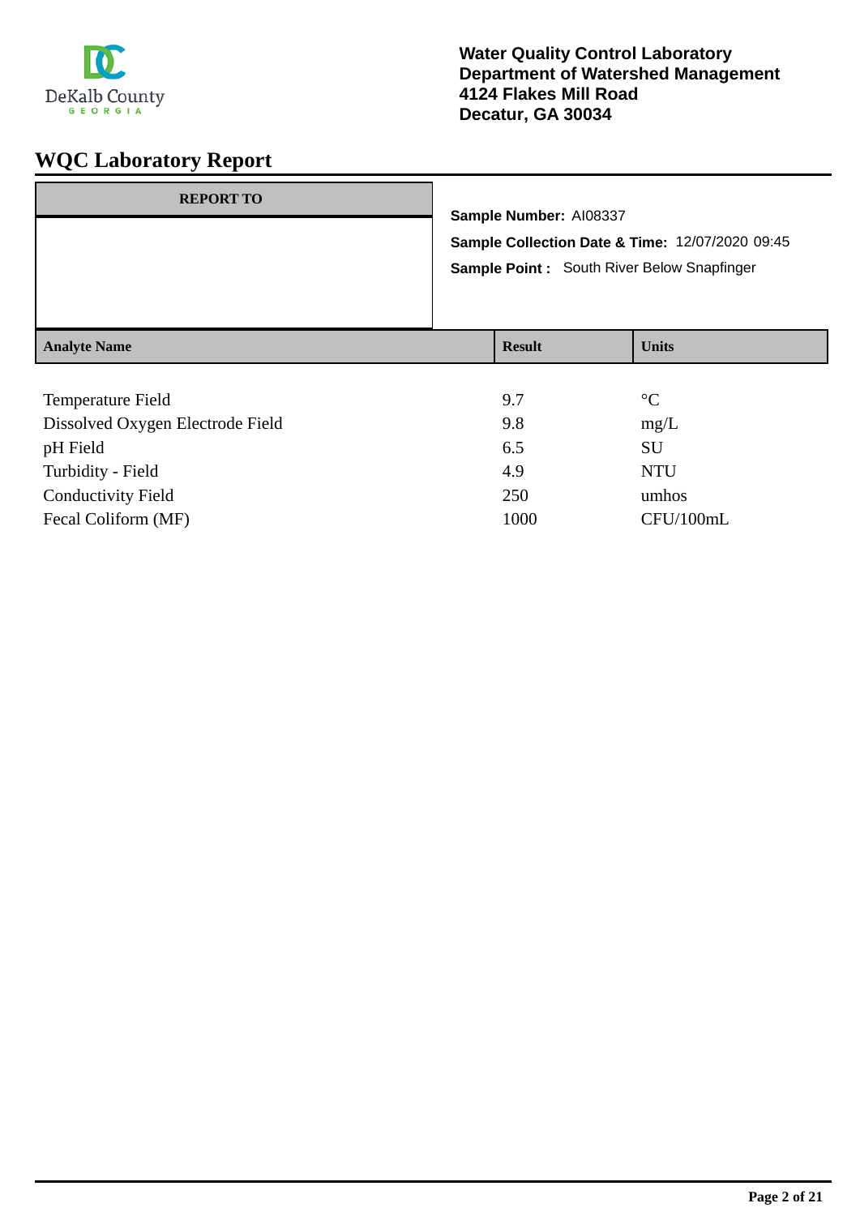**Water Quality Control Laboratory**
**Department of Watershed Management**
**4124 Flakes Mill Road**
**Decatur, GA 30034**

# WQC Laboratory Report

| REPORT TO |
| --- |
| |

**Sample Number:** AI08337

**Sample Collection Date & Time:** 12/07/2020 09:45

**Sample Point :** South River Below Snapfinger

| Analyte Name | Result | Units |
| --- | --- | --- |
| Temperature Field | 9.7 | °C |
| Dissolved Oxygen Electrode Field | 9.8 | mg/L |
| pH Field | 6.5 | SU |
| Turbidity - Field | 4.9 | NTU |
| Conductivity Field | 250 | umhos |
| Fecal Coliform (MF) | 1000 | CFU/100mL |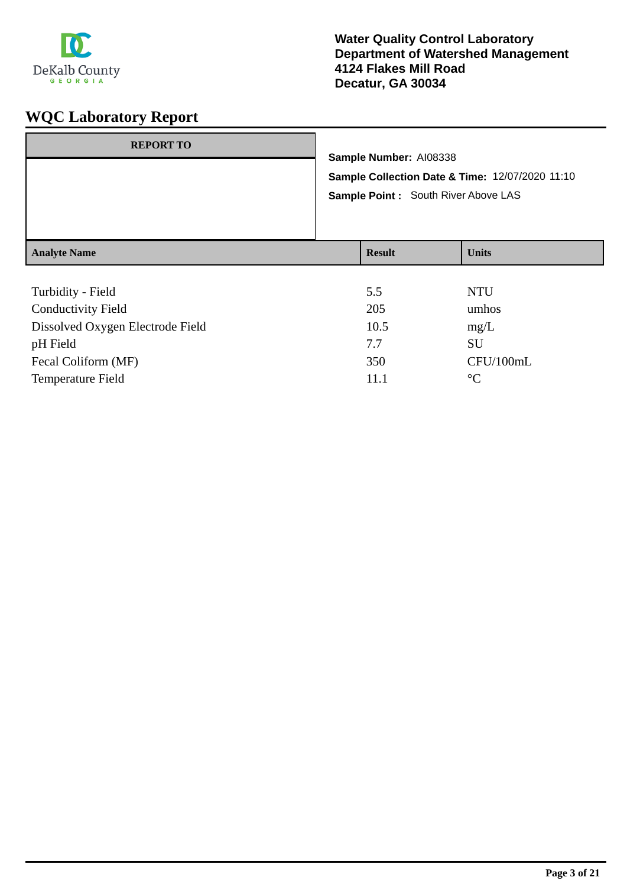**Water Quality Control Laboratory**
**Department of Watershed Management**
**4124 Flakes Mill Road**
**Decatur, GA 30034**

# WQC Laboratory Report

**REPORT TO**

**Sample Number:** AI08338
**Sample Collection Date & Time:** 12/07/2020 11:10
**Sample Point :** South River Above LAS

| Analyte Name | Result | Units |
| --- | --- | --- |
| Turbidity - Field | 5.5 | NTU |
| Conductivity Field | 205 | umhos |
| Dissolved Oxygen Electrode Field | 10.5 | mg/L |
| pH Field | 7.7 | SU |
| Fecal Coliform (MF) | 350 | CFU/100mL |
| Temperature Field | 11.1 | °C |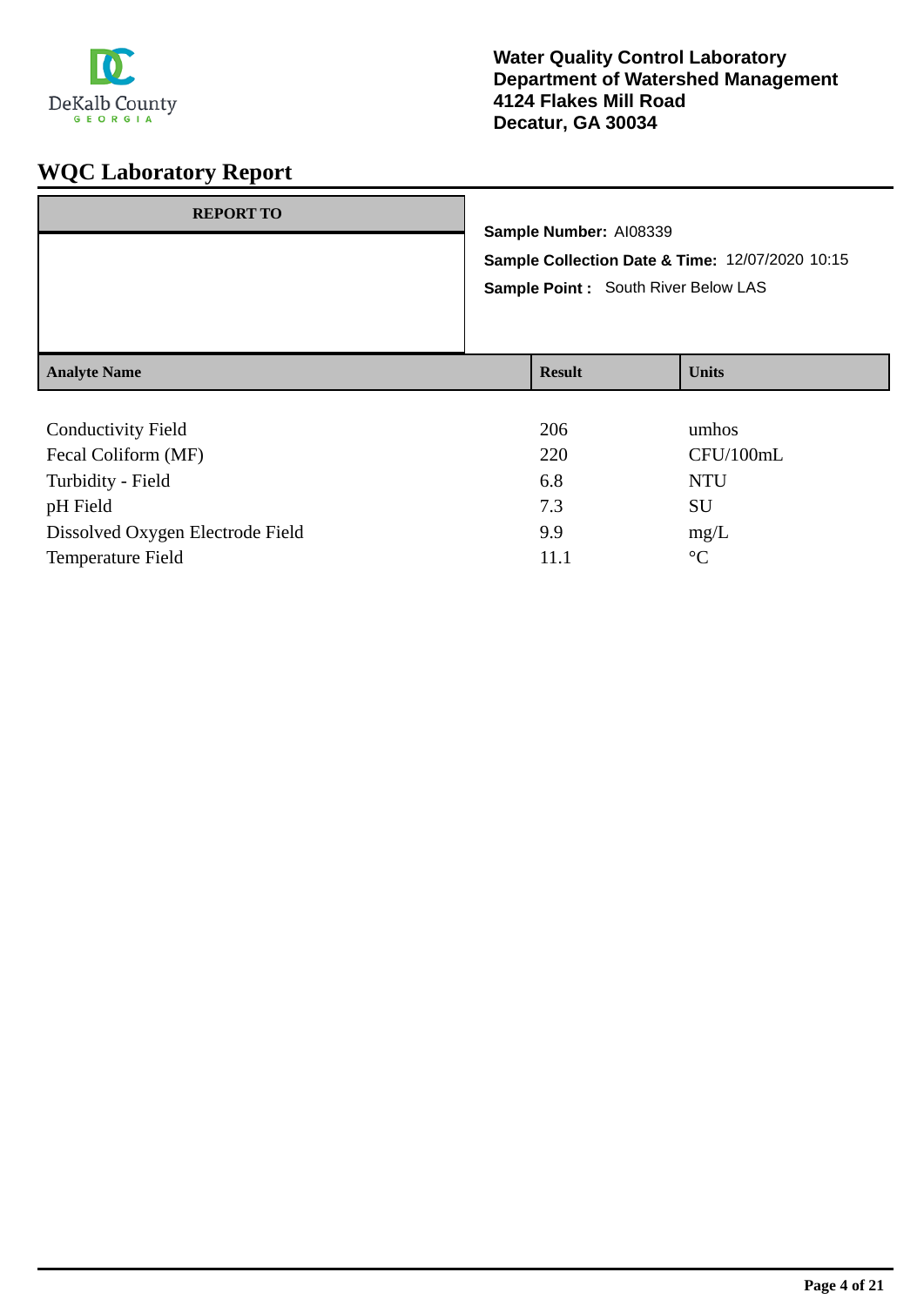DeKalb County
GEORGIA

**Water Quality Control Laboratory**
**Department of Watershed Management**
**4124 Flakes Mill Road**
**Decatur, GA 30034**

# WQC Laboratory Report

| REPORT TO |
| --- |
| |

**Sample Number:** AI08339

**Sample Collection Date & Time:** 12/07/2020 10:15

**Sample Point :** South River Below LAS

| Analyte Name | Result | Units |
| --- | --- | --- |
| Conductivity Field | 206 | umhos |
| Fecal Coliform (MF) | 220 | CFU/100mL |
| Turbidity - Field | 6.8 | NTU |
| pH Field | 7.3 | SU |
| Dissolved Oxygen Electrode Field | 9.9 | mg/L |
| Temperature Field | 11.1 | °C |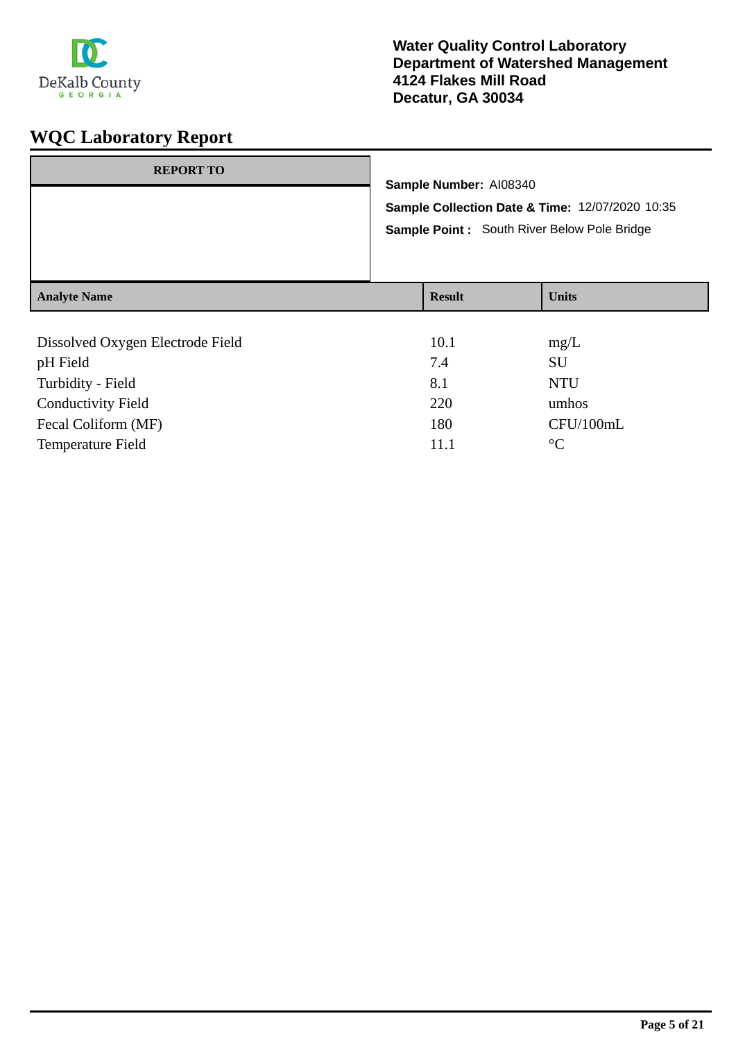DeKalb County
GEORGIA

**Water Quality Control Laboratory**
**Department of Watershed Management**
**4124 Flakes Mill Road**
**Decatur, GA 30034**

# WQC Laboratory Report

| REPORT TO |
| --- |
| |

**Sample Number:** AI08340

**Sample Collection Date & Time:** 12/07/2020 10:35

**Sample Point :** South River Below Pole Bridge

| Analyte Name | Result | Units |
| --- | --- | --- |
| Dissolved Oxygen Electrode Field | 10.1 | mg/L |
| pH Field | 7.4 | SU |
| Turbidity - Field | 8.1 | NTU |
| Conductivity Field | 220 | umhos |
| Fecal Coliform (MF) | 180 | CFU/100mL |
| Temperature Field | 11.1 | °C |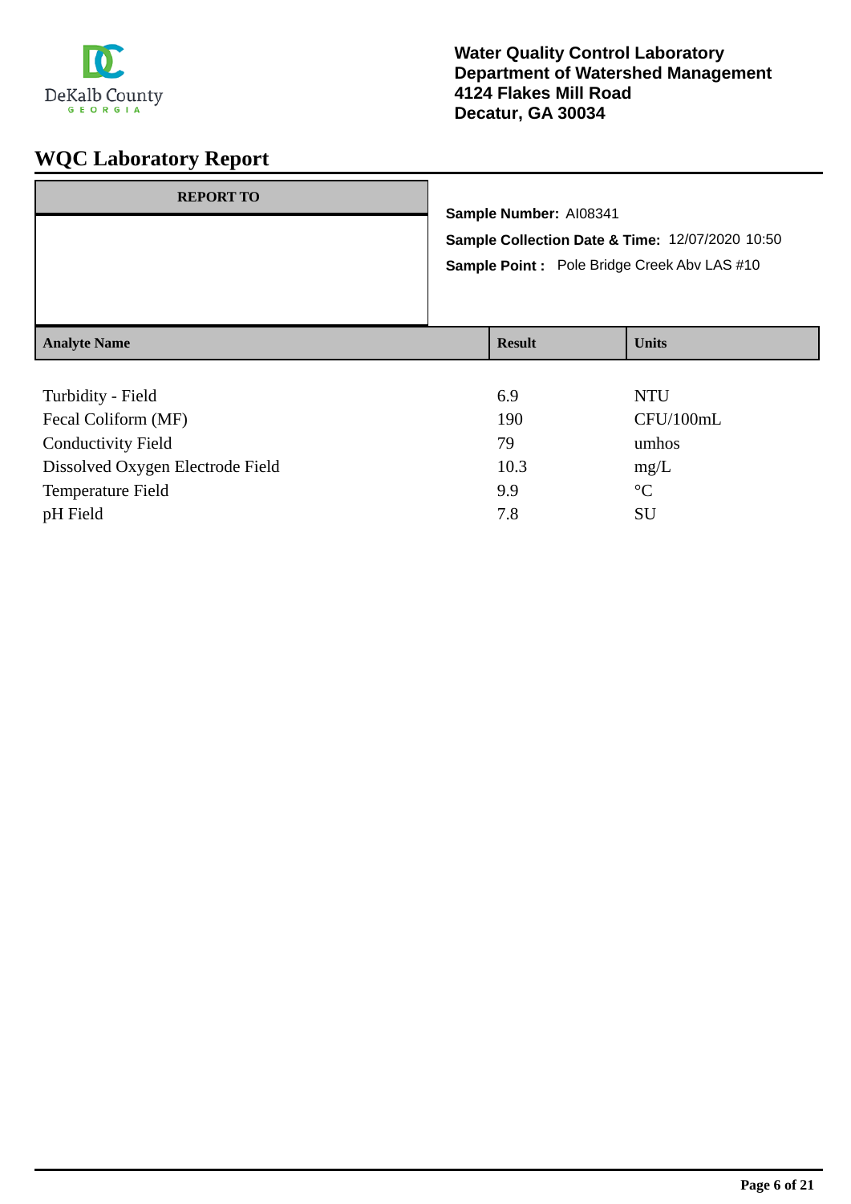**Water Quality Control Laboratory**
**Department of Watershed Management**
**4124 Flakes Mill Road**
**Decatur, GA 30034**

# WQC Laboratory Report

**REPORT TO**

**Sample Number:** AI08341

**Sample Collection Date & Time:** 12/07/2020 10:50

**Sample Point :** Pole Bridge Creek Abv LAS #10

| Analyte Name | Result | Units |
|---|---|---|
| Turbidity - Field | 6.9 | NTU |
| Fecal Coliform (MF) | 190 | CFU/100mL |
| Conductivity Field | 79 | umhos |
| Dissolved Oxygen Electrode Field | 10.3 | mg/L |
| Temperature Field | 9.9 | °C |
| pH Field | 7.8 | SU |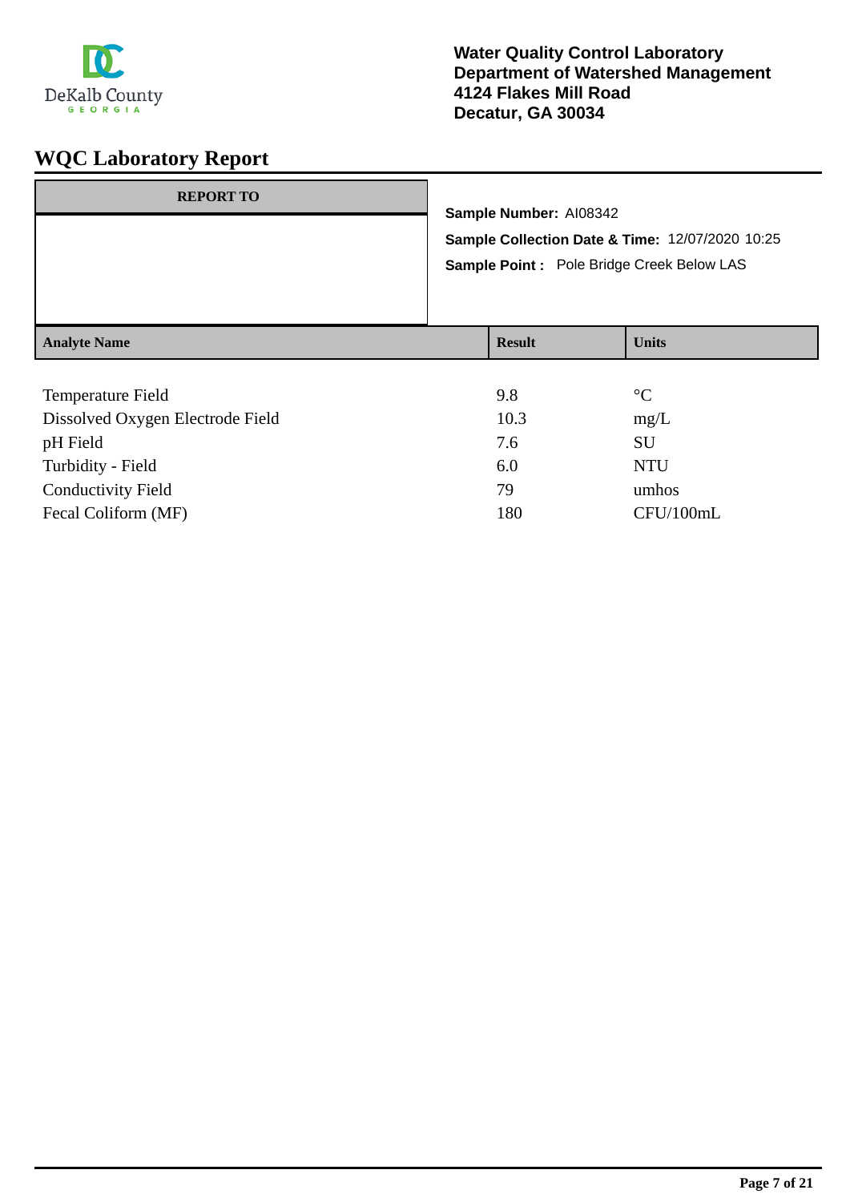DeKalb County GEORGIA

**Water Quality Control Laboratory**
**Department of Watershed Management**
**4124 Flakes Mill Road**
**Decatur, GA 30034**

# WQC Laboratory Report

| REPORT TO |
|---|
| |

**Sample Number:** AI08342

**Sample Collection Date & Time:** 12/07/2020 10:25

**Sample Point :** Pole Bridge Creek Below LAS

| Analyte Name | Result | Units |
|---|---|---|
| Temperature Field | 9.8 | °C |
| Dissolved Oxygen Electrode Field | 10.3 | mg/L |
| pH Field | 7.6 | SU |
| Turbidity - Field | 6.0 | NTU |
| Conductivity Field | 79 | umhos |
| Fecal Coliform (MF) | 180 | CFU/100mL |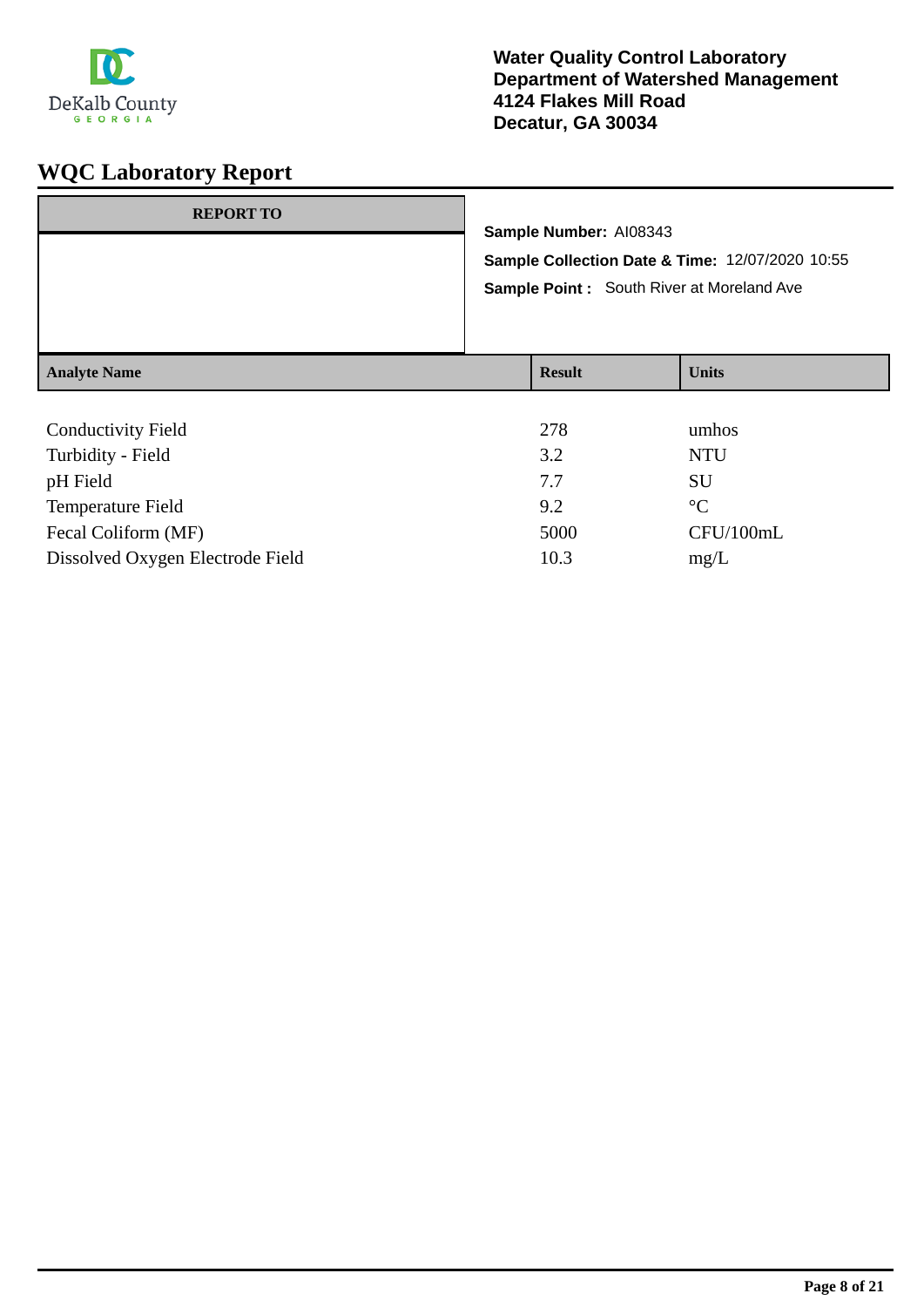**Water Quality Control Laboratory**
**Department of Watershed Management**
**4124 Flakes Mill Road**
**Decatur, GA 30034**

# WQC Laboratory Report

| REPORT TO |
|---|
| |

**Sample Number:** AI08343

**Sample Collection Date & Time:** 12/07/2020 10:55

**Sample Point :** South River at Moreland Ave

| Analyte Name | Result | Units |
|---|---|---|
| Conductivity Field | 278 | umhos |
| Turbidity - Field | 3.2 | NTU |
| pH Field | 7.7 | SU |
| Temperature Field | 9.2 | °C |
| Fecal Coliform (MF) | 5000 | CFU/100mL |
| Dissolved Oxygen Electrode Field | 10.3 | mg/L |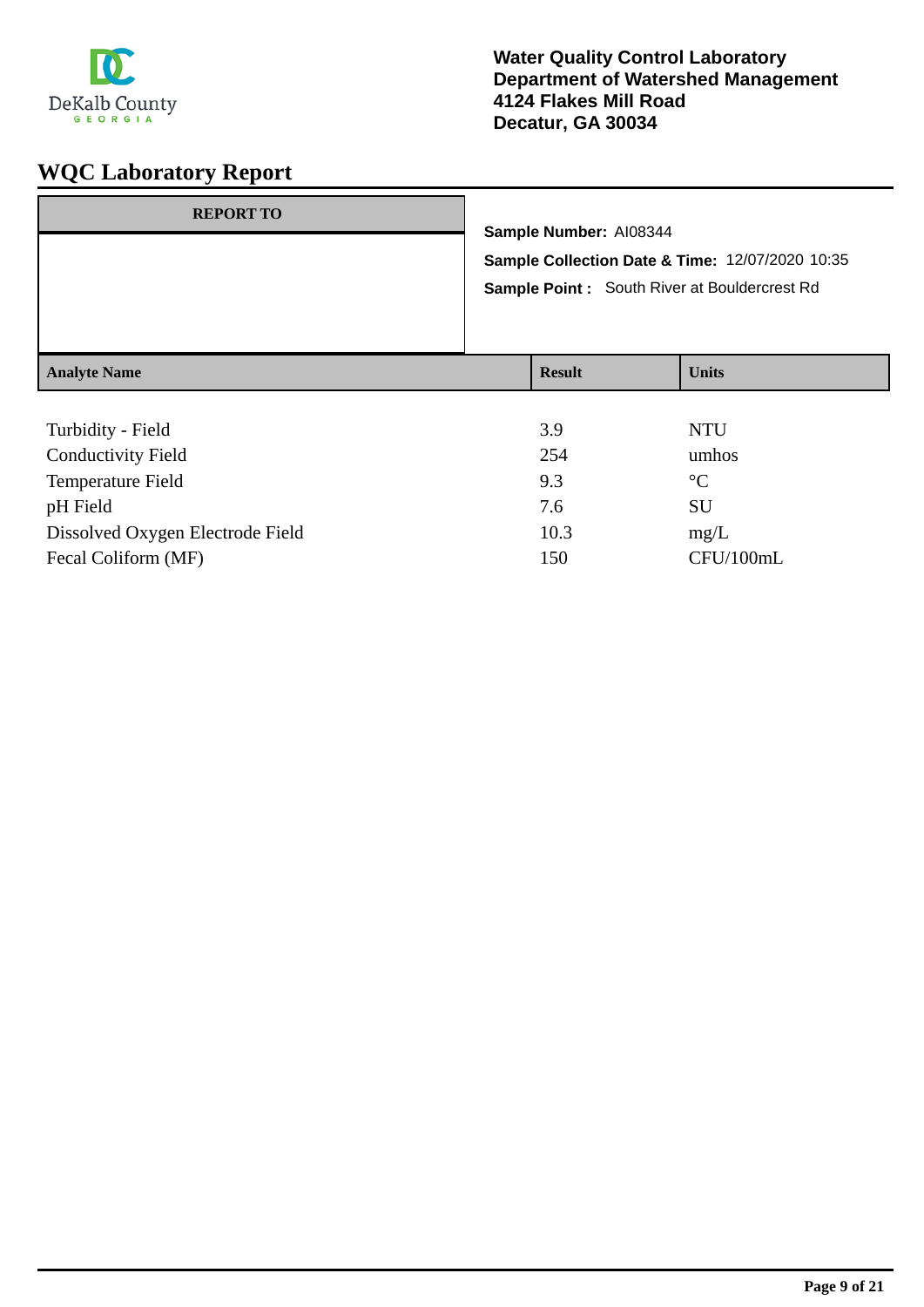DeKalb County GEORGIA

**Water Quality Control Laboratory**
**Department of Watershed Management**
**4124 Flakes Mill Road**
**Decatur, GA 30034**

# WQC Laboratory Report

| REPORT TO |
|---|
| |

**Sample Number:** AI08344

**Sample Collection Date & Time:** 12/07/2020 10:35

**Sample Point :** South River at Bouldercrest Rd

| Analyte Name | Result | Units |
|---|---|---|
| Turbidity - Field | 3.9 | NTU |
| Conductivity Field | 254 | umhos |
| Temperature Field | 9.3 | °C |
| pH Field | 7.6 | SU |
| Dissolved Oxygen Electrode Field | 10.3 | mg/L |
| Fecal Coliform (MF) | 150 | CFU/100mL |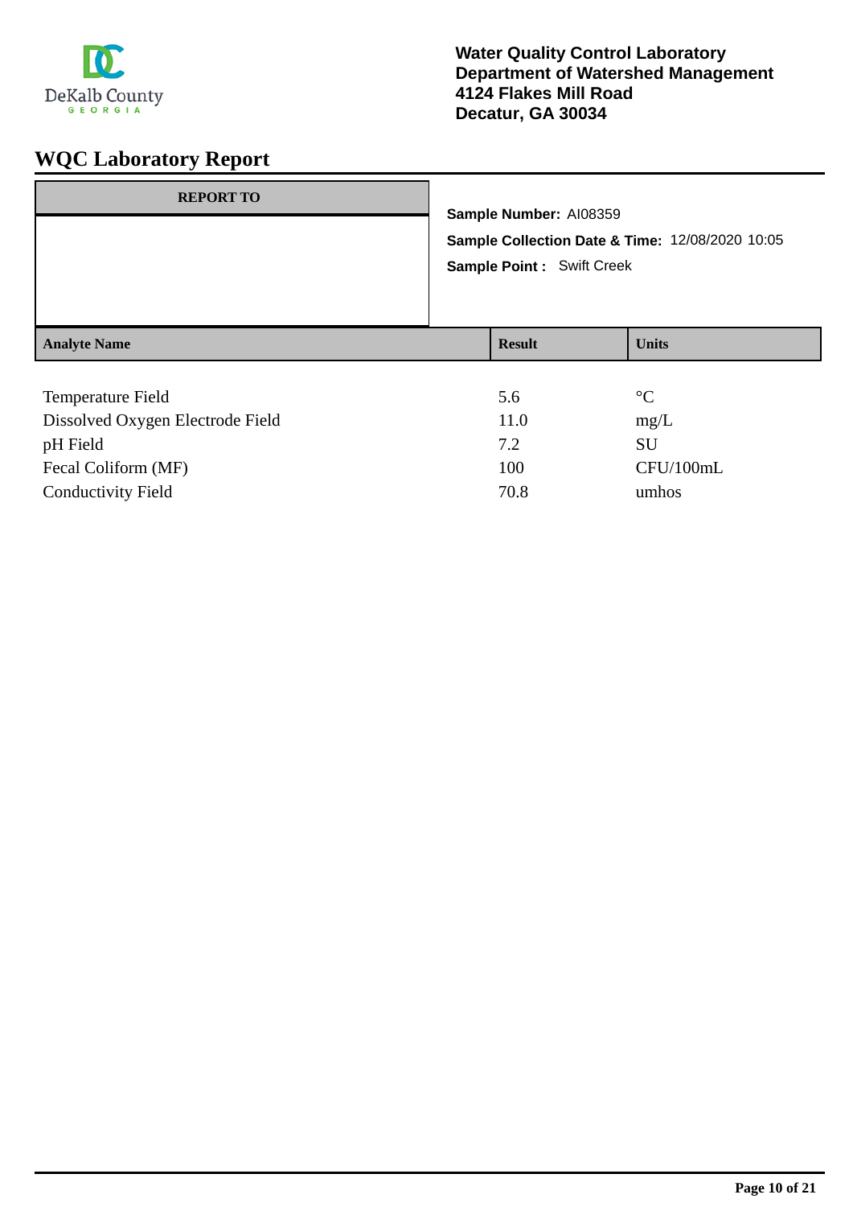DeKalb County
GEORGIA

**Water Quality Control Laboratory**
**Department of Watershed Management**
**4124 Flakes Mill Road**
**Decatur, GA 30034**

# WQC Laboratory Report

| REPORT TO |
| --- |
| |

**Sample Number:** AI08359

**Sample Collection Date & Time:** 12/08/2020 10:05

**Sample Point :** Swift Creek

| Analyte Name | Result | Units |
| --- | --- | --- |
| Temperature Field | 5.6 | °C |
| Dissolved Oxygen Electrode Field | 11.0 | mg/L |
| pH Field | 7.2 | SU |
| Fecal Coliform (MF) | 100 | CFU/100mL |
| Conductivity Field | 70.8 | umhos |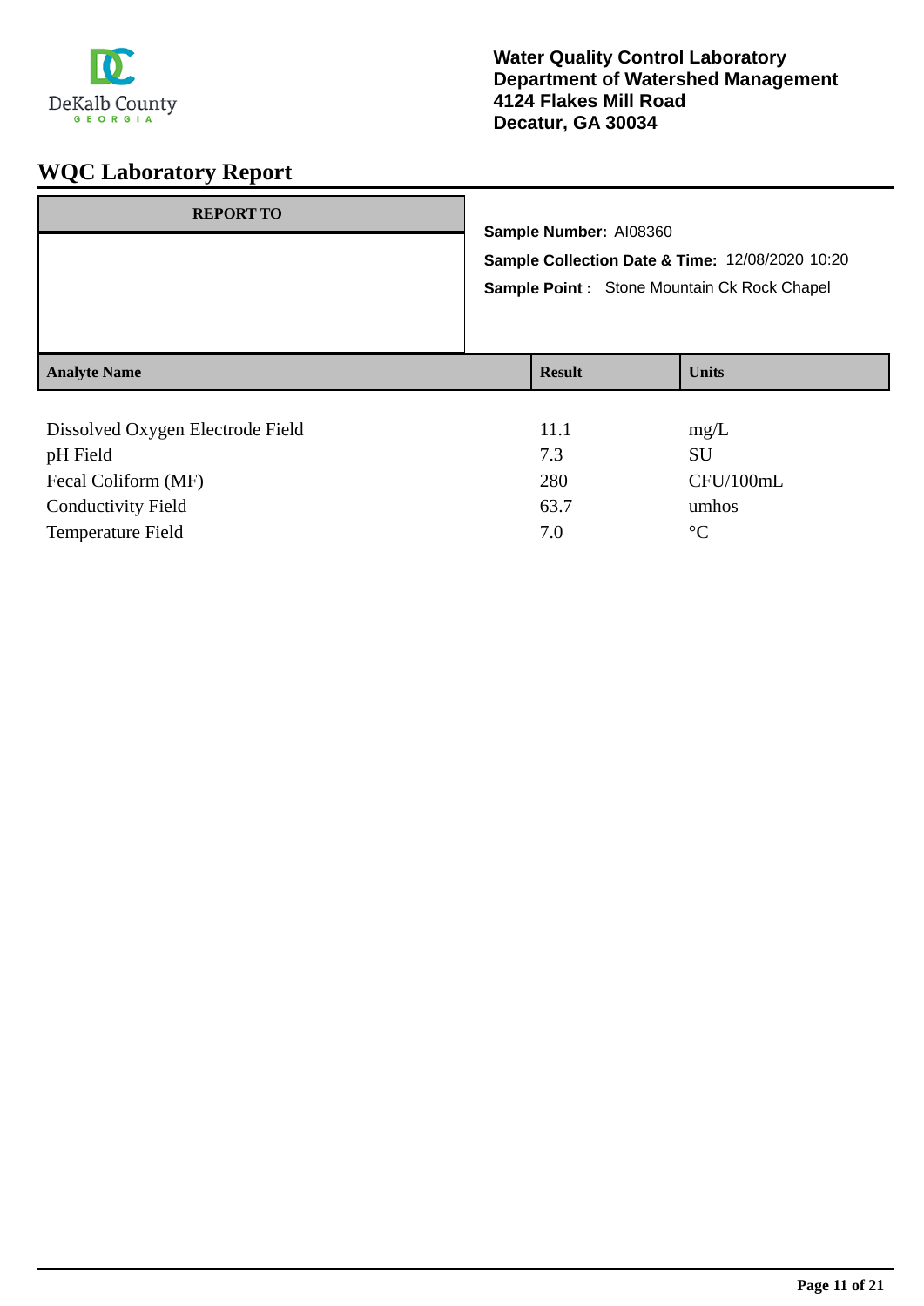DeKalb County
GEORGIA

**Water Quality Control Laboratory**
**Department of Watershed Management**
**4124 Flakes Mill Road**
**Decatur, GA 30034**

# WQC Laboratory Report

| REPORT TO |
| --- |
| |

**Sample Number:** AI08360

**Sample Collection Date & Time:** 12/08/2020 10:20

**Sample Point :** Stone Mountain Ck Rock Chapel

| Analyte Name | Result | Units |
| --- | --- | --- |
| Dissolved Oxygen Electrode Field | 11.1 | mg/L |
| pH Field | 7.3 | SU |
| Fecal Coliform (MF) | 280 | CFU/100mL |
| Conductivity Field | 63.7 | umhos |
| Temperature Field | 7.0 | °C |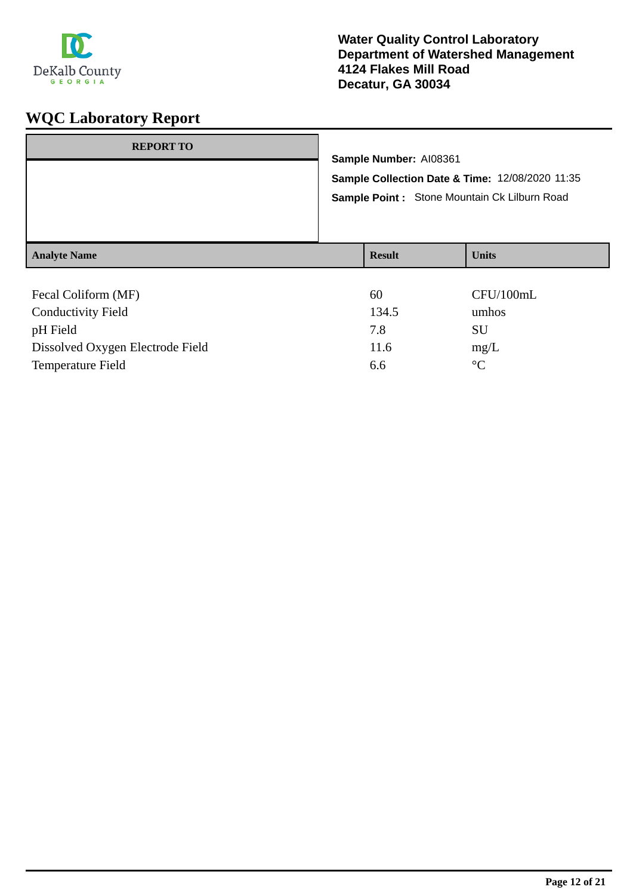**Water Quality Control Laboratory**
**Department of Watershed Management**
**4124 Flakes Mill Road**
**Decatur, GA 30034**

# WQC Laboratory Report

| REPORT TO |
|---|
| |

**Sample Number:** AI08361

**Sample Collection Date & Time:** 12/08/2020 11:35

**Sample Point :** Stone Mountain Ck Lilburn Road

| Analyte Name | Result | Units |
|---|---|---|
| Fecal Coliform (MF) | 60 | CFU/100mL |
| Conductivity Field | 134.5 | umhos |
| pH Field | 7.8 | SU |
| Dissolved Oxygen Electrode Field | 11.6 | mg/L |
| Temperature Field | 6.6 | °C |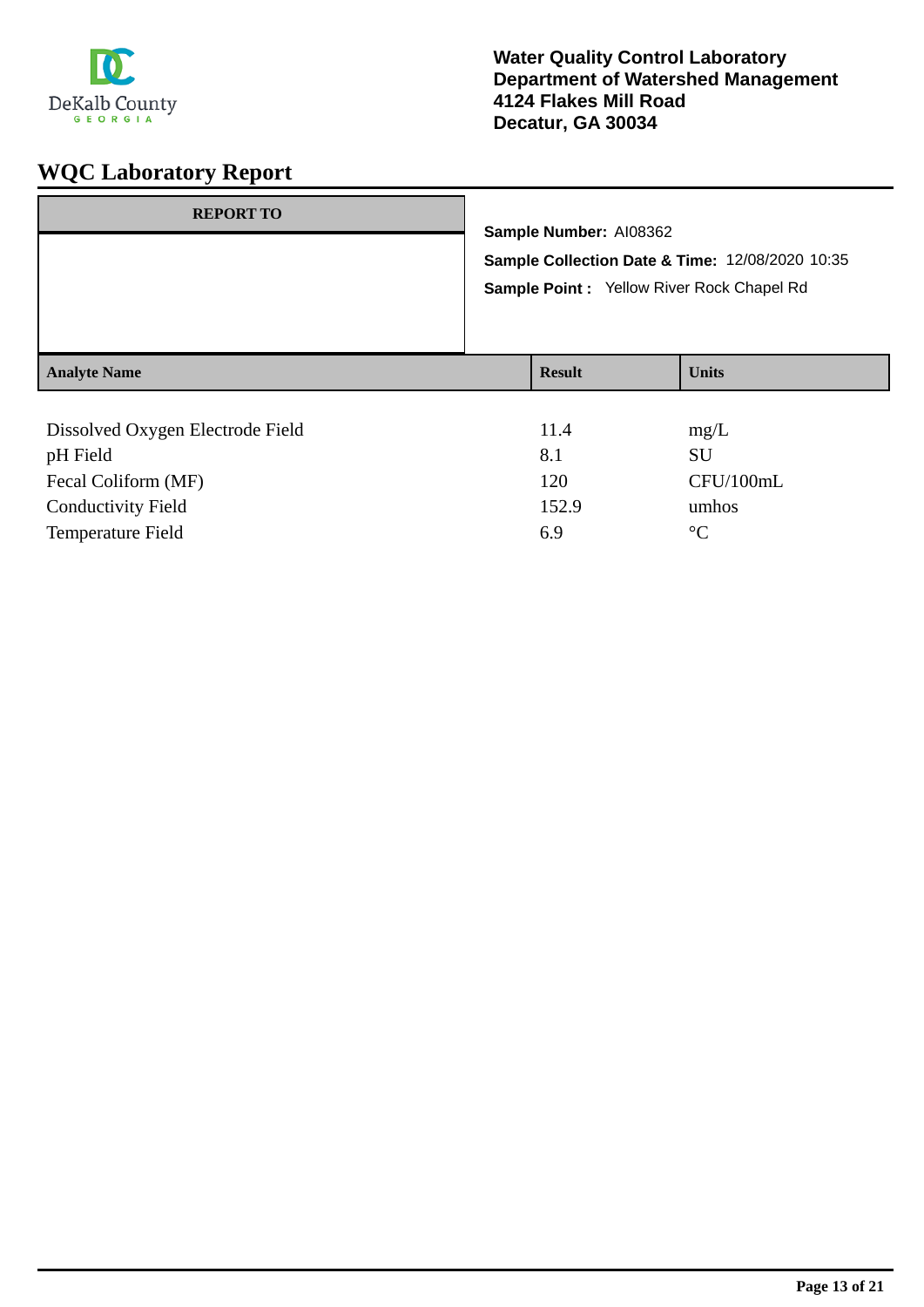DeKalb County
GEORGIA

**Water Quality Control Laboratory**
**Department of Watershed Management**
**4124 Flakes Mill Road**
**Decatur, GA 30034**

# WQC Laboratory Report

| REPORT TO |
|---|
| |

**Sample Number:** AI08362

**Sample Collection Date & Time:** 12/08/2020 10:35

**Sample Point :** Yellow River Rock Chapel Rd

| Analyte Name | Result | Units |
|---|---|---|
| Dissolved Oxygen Electrode Field | 11.4 | mg/L |
| pH Field | 8.1 | SU |
| Fecal Coliform (MF) | 120 | CFU/100mL |
| Conductivity Field | 152.9 | umhos |
| Temperature Field | 6.9 | °C |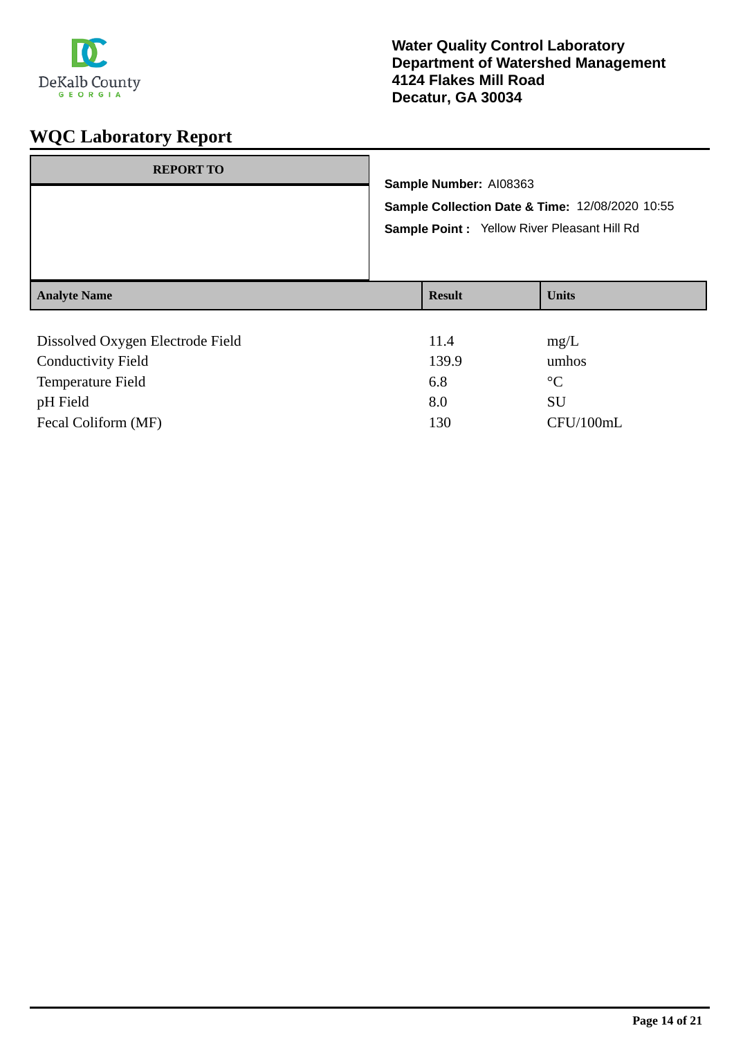**Water Quality Control Laboratory**
**Department of Watershed Management**
**4124 Flakes Mill Road**
**Decatur, GA 30034**

# WQC Laboratory Report

| REPORT TO |
| --- |
| |

**Sample Number:** AI08363

**Sample Collection Date & Time:** 12/08/2020 10:55

**Sample Point :** Yellow River Pleasant Hill Rd

| Analyte Name | Result | Units |
| --- | --- | --- |
| Dissolved Oxygen Electrode Field | 11.4 | mg/L |
| Conductivity Field | 139.9 | umhos |
| Temperature Field | 6.8 | °C |
| pH Field | 8.0 | SU |
| Fecal Coliform (MF) | 130 | CFU/100mL |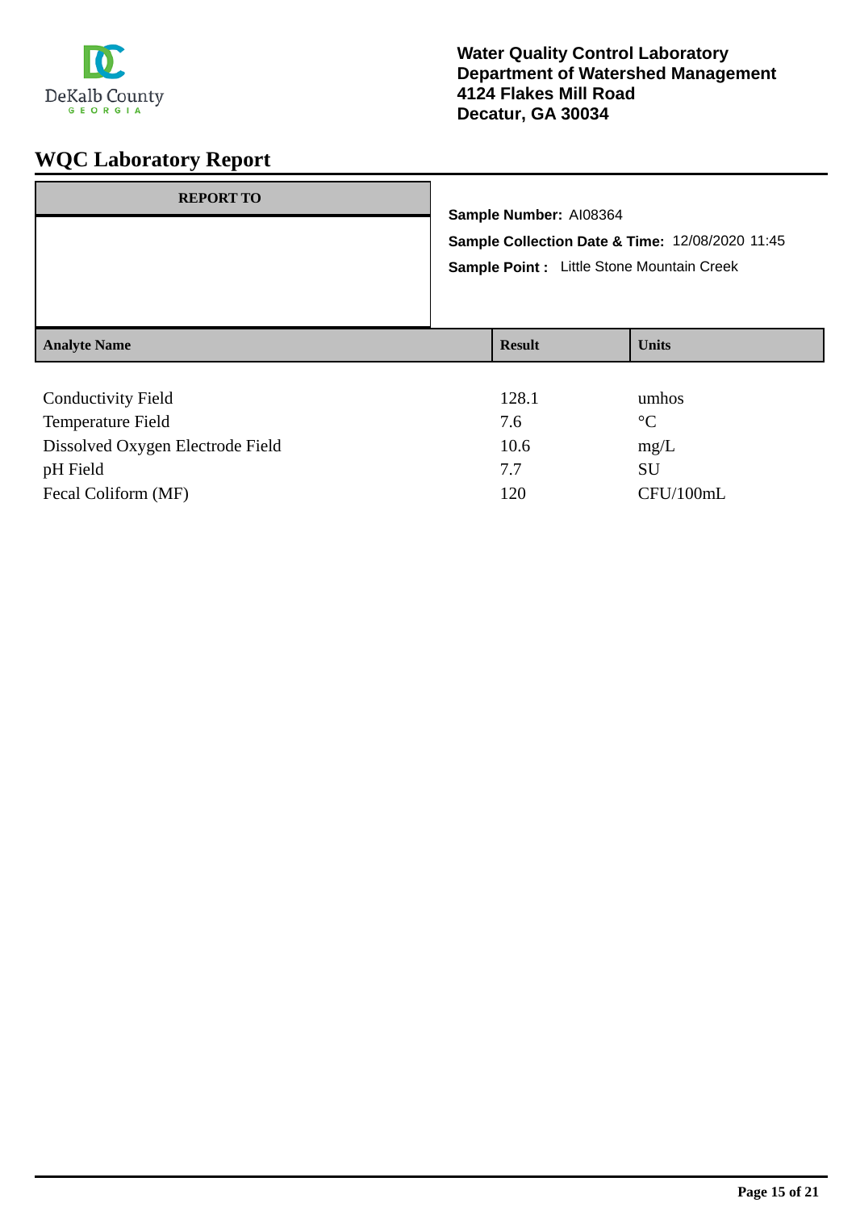DeKalb County
GEORGIA

**Water Quality Control Laboratory**
**Department of Watershed Management**
**4124 Flakes Mill Road**
**Decatur, GA 30034**

# WQC Laboratory Report

**REPORT TO**

**Sample Number:** AI08364

**Sample Collection Date & Time:** 12/08/2020 11:45

**Sample Point :** Little Stone Mountain Creek

| Analyte Name | Result | Units |
|---|---|---|
| Conductivity Field | 128.1 | umhos |
| Temperature Field | 7.6 | °C |
| Dissolved Oxygen Electrode Field | 10.6 | mg/L |
| pH Field | 7.7 | SU |
| Fecal Coliform (MF) | 120 | CFU/100mL |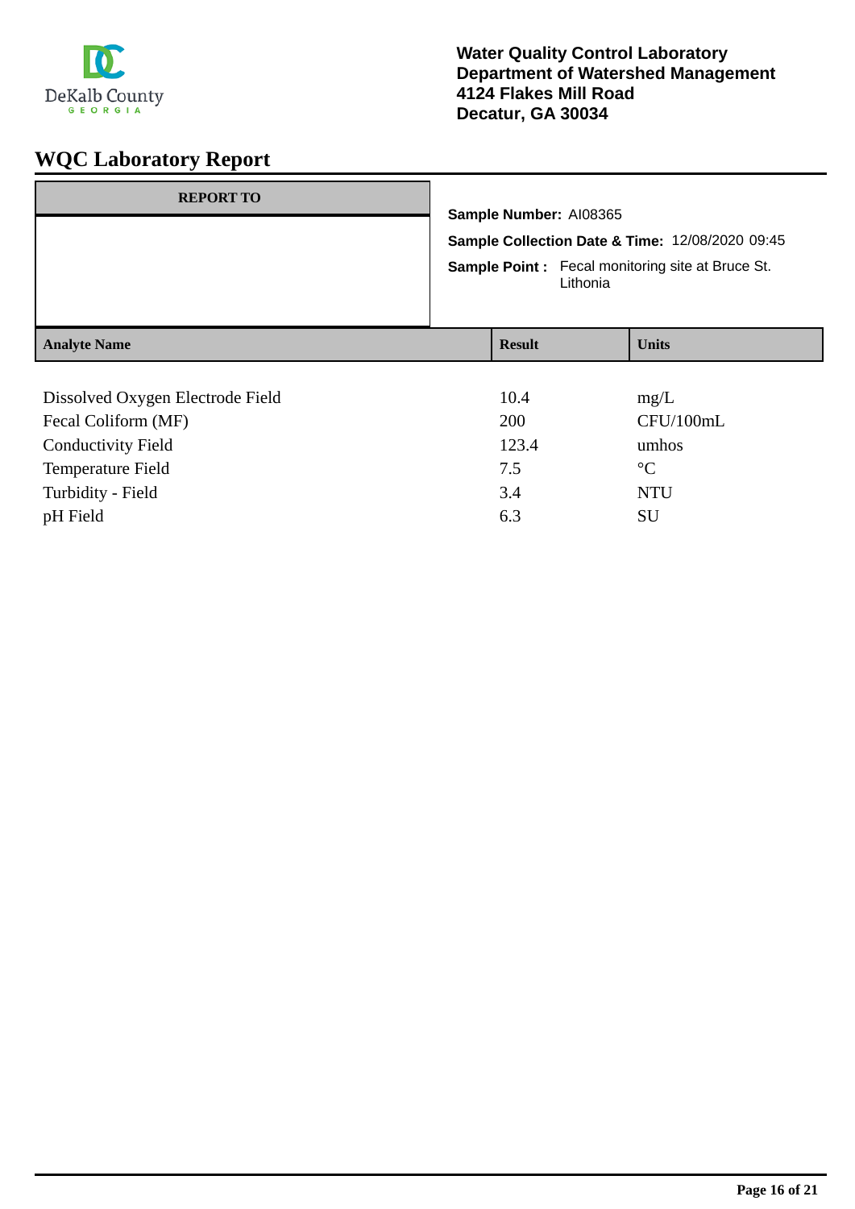Water Quality Control Laboratory
Department of Watershed Management
4124 Flakes Mill Road
Decatur, GA 30034

# WQC Laboratory Report

| REPORT TO |
| --- |
| |

**Sample Number:** AI08365

**Sample Collection Date & Time:** 12/08/2020 09:45

**Sample Point :** Fecal monitoring site at Bruce St. Lithonia

| Analyte Name | Result | Units |
| --- | --- | --- |
| Dissolved Oxygen Electrode Field | 10.4 | mg/L |
| Fecal Coliform (MF) | 200 | CFU/100mL |
| Conductivity Field | 123.4 | umhos |
| Temperature Field | 7.5 | °C |
| Turbidity - Field | 3.4 | NTU |
| pH Field | 6.3 | SU |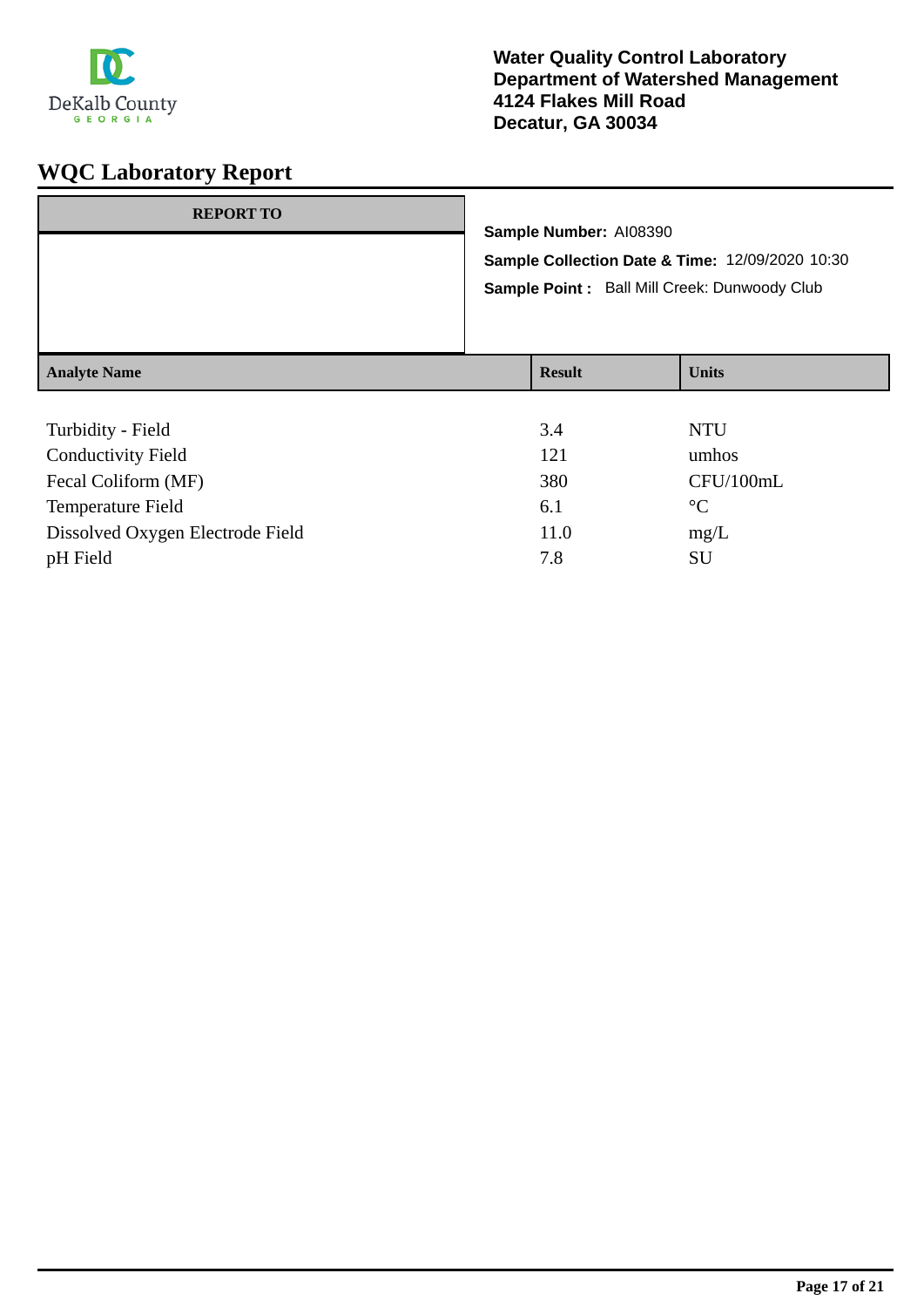DeKalb County
GEORGIA

**Water Quality Control Laboratory**
**Department of Watershed Management**
**4124 Flakes Mill Road**
**Decatur, GA 30034**

# WQC Laboratory Report

| REPORT TO |
|---|
| |

**Sample Number:** AI08390

**Sample Collection Date & Time:** 12/09/2020 10:30

**Sample Point :** Ball Mill Creek: Dunwoody Club

| Analyte Name | Result | Units |
|---|---|---|
| Turbidity - Field | 3.4 | NTU |
| Conductivity Field | 121 | umhos |
| Fecal Coliform (MF) | 380 | CFU/100mL |
| Temperature Field | 6.1 | °C |
| Dissolved Oxygen Electrode Field | 11.0 | mg/L |
| pH Field | 7.8 | SU |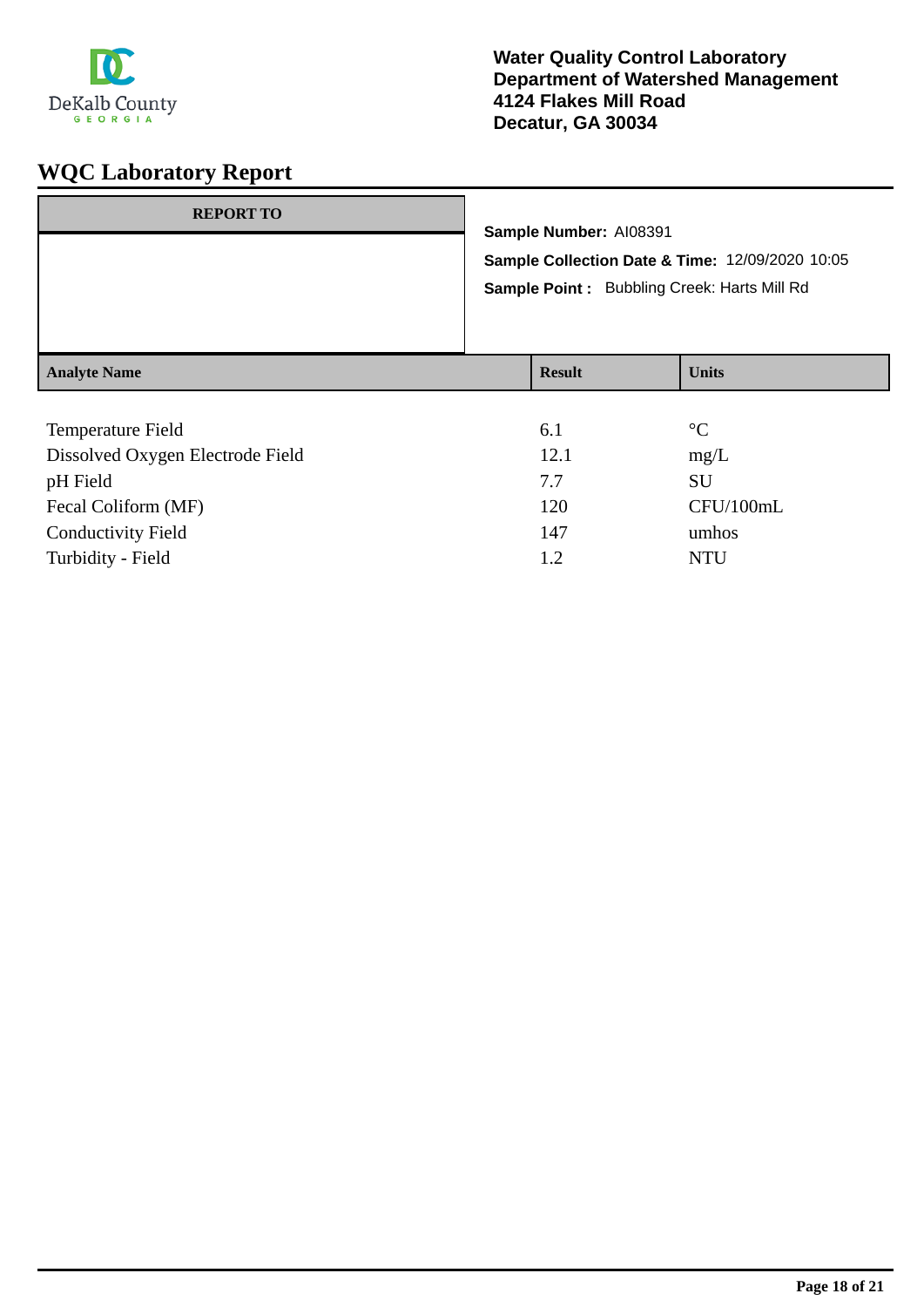**Water Quality Control Laboratory**
**Department of Watershed Management**
**4124 Flakes Mill Road**
**Decatur, GA 30034**

# WQC Laboratory Report

| REPORT TO |
|---|
| |

**Sample Number:** AI08391

**Sample Collection Date & Time:** 12/09/2020 10:05

**Sample Point :** Bubbling Creek: Harts Mill Rd

| Analyte Name | Result | Units |
|---|---|---|
| Temperature Field | 6.1 | °C |
| Dissolved Oxygen Electrode Field | 12.1 | mg/L |
| pH Field | 7.7 | SU |
| Fecal Coliform (MF) | 120 | CFU/100mL |
| Conductivity Field | 147 | umhos |
| Turbidity - Field | 1.2 | NTU |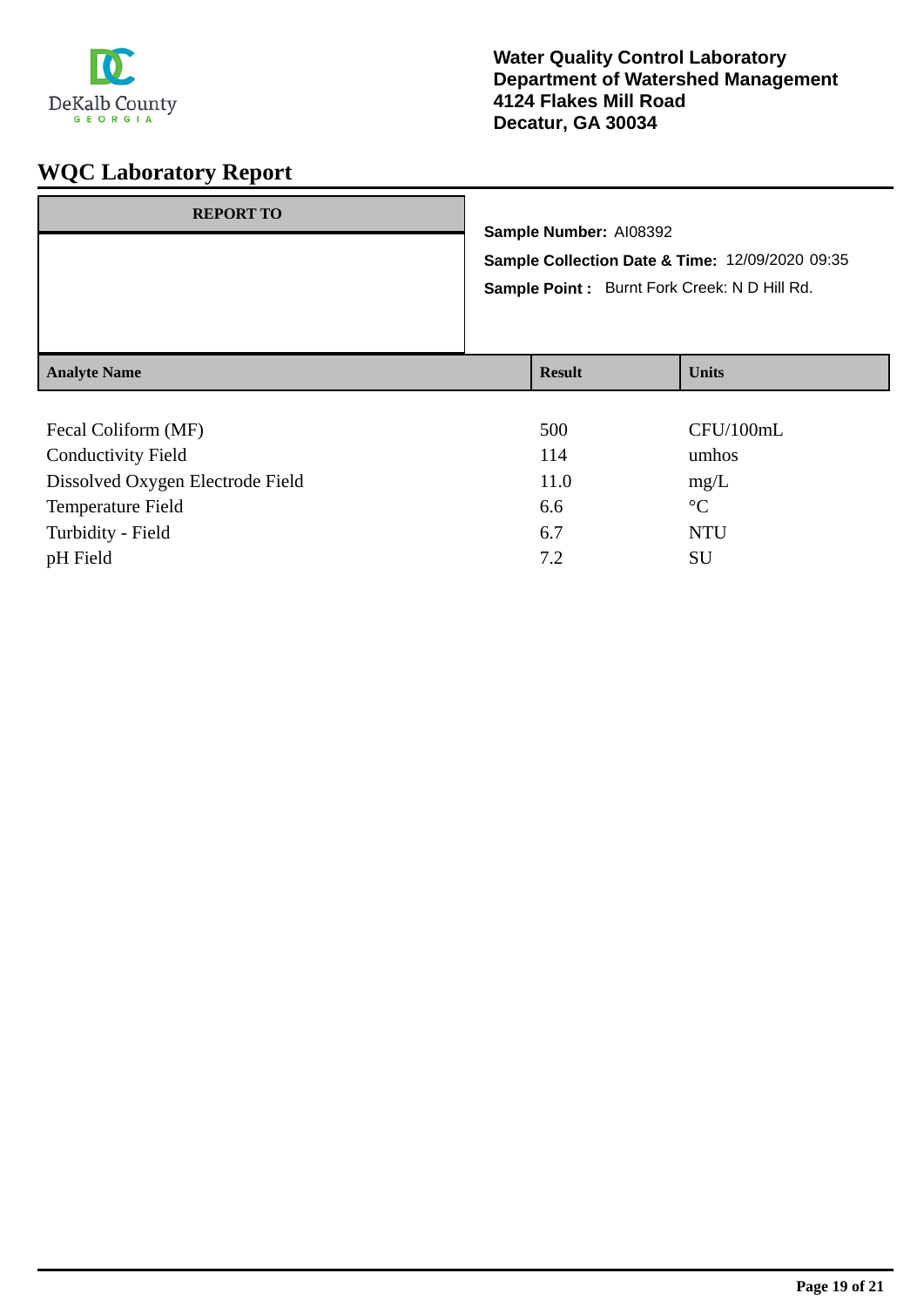Water Quality Control Laboratory
Department of Watershed Management
4124 Flakes Mill Road
Decatur, GA 30034

# WQC Laboratory Report

**REPORT TO**

**Sample Number:** AI08392

**Sample Collection Date & Time:** 12/09/2020 09:35

**Sample Point :** Burnt Fork Creek: N D Hill Rd.

| Analyte Name | Result | Units |
|---|---|---|
| Fecal Coliform (MF) | 500 | CFU/100mL |
| Conductivity Field | 114 | umhos |
| Dissolved Oxygen Electrode Field | 11.0 | mg/L |
| Temperature Field | 6.6 | °C |
| Turbidity - Field | 6.7 | NTU |
| pH Field | 7.2 | SU |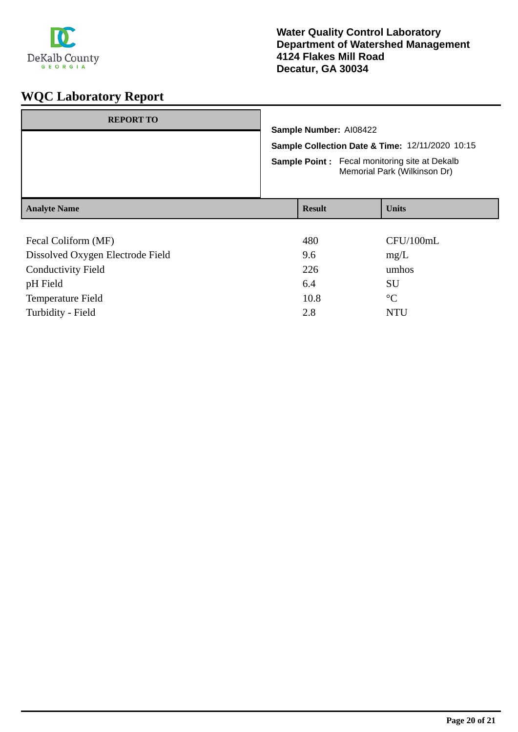**Water Quality Control Laboratory**
**Department of Watershed Management**
**4124 Flakes Mill Road**
**Decatur, GA 30034**

# WQC Laboratory Report

**REPORT TO**

**Sample Number:** AI08422

**Sample Collection Date & Time:** 12/11/2020 10:15

**Sample Point :** Fecal monitoring site at Dekalb Memorial Park (Wilkinson Dr)

| Analyte Name | Result | Units |
|---|---|---|
| Fecal Coliform (MF) | 480 | CFU/100mL |
| Dissolved Oxygen Electrode Field | 9.6 | mg/L |
| Conductivity Field | 226 | umhos |
| pH Field | 6.4 | SU |
| Temperature Field | 10.8 | °C |
| Turbidity - Field | 2.8 | NTU |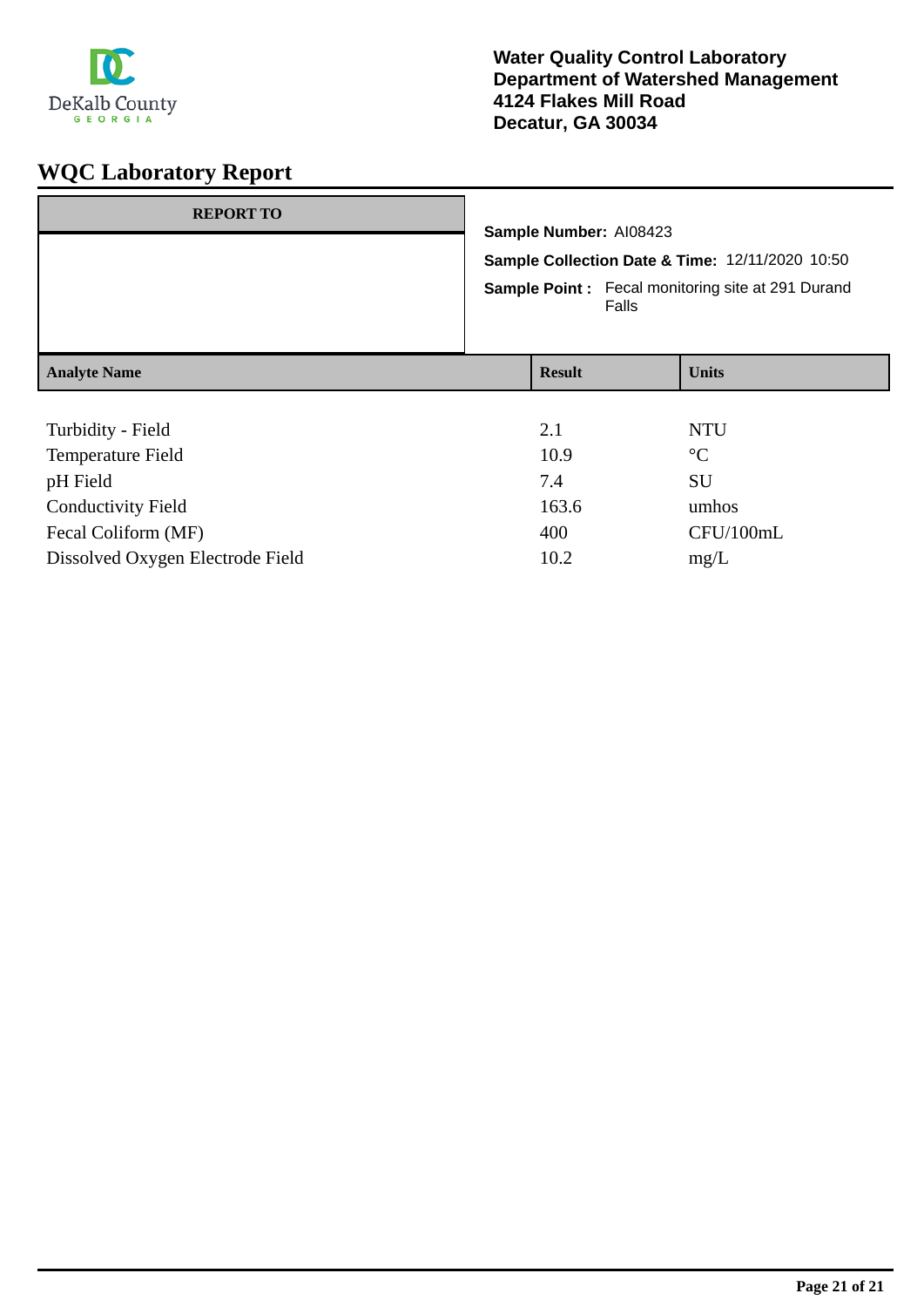Water Quality Control Laboratory
Department of Watershed Management
4124 Flakes Mill Road
Decatur, GA 30034

# WQC Laboratory Report

**REPORT TO**

**Sample Number:** AI08423

**Sample Collection Date & Time:** 12/11/2020 10:50

**Sample Point :** Fecal monitoring site at 291 Durand Falls

| Analyte Name | Result | Units |
|---|---|---|
| Turbidity - Field | 2.1 | NTU |
| Temperature Field | 10.9 | °C |
| pH Field | 7.4 | SU |
| Conductivity Field | 163.6 | umhos |
| Fecal Coliform (MF) | 400 | CFU/100mL |
| Dissolved Oxygen Electrode Field | 10.2 | mg/L |